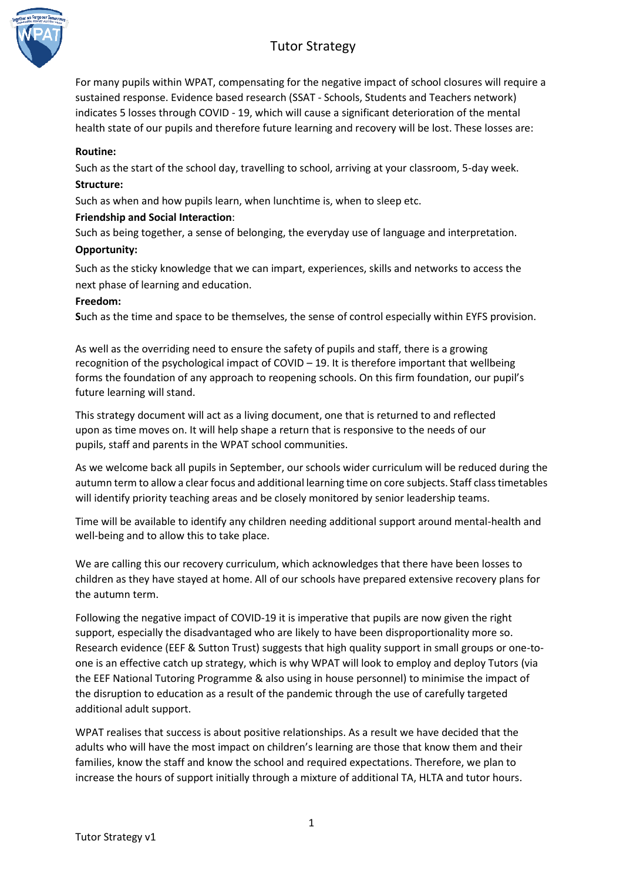# Tutor Strategy

For many pupils within WPAT, compensating for the negative impact of school closures will require a sustained response. Evidence based research (SSAT - Schools, Students and Teachers network) indicates 5 losses through COVID - 19, which will cause a significant deterioration of the mental health state of our pupils and therefore future learning and recovery will be lost. These losses are:

**Routine:**

Such as the start of the school day, travelling to school, arriving at your classroom, 5-day week.

**Structure:**

Such as when and how pupils learn, when lunchtime is, when to sleep etc.

**Friendship and Social Interaction**:

Such as being together, a sense of belonging, the everyday use of language and interpretation.

**Opportunity:**

Such as the sticky knowledge that we can impart, experiences, skills and networks to access the next phase of learning and education.

**Freedom:**

**S**uch as the time and space to be themselves, the sense of control especially within EYFS provision.

As well as the overriding need to ensure the safety of pupils and staff, there is a growing recognition of the psychological impact of COVID – 19. It is therefore important that wellbeing forms the foundation of any approach to reopening schools. On this firm foundation, our pupil's future learning will stand.

This strategy document will act as a living document, one that is returned to and reflected upon as time moves on. It will help shape a return that is responsive to the needs of our pupils, staff and parents in the WPAT school communities.

As we welcome back all pupils in September, our schools wider curriculum will be reduced during the autumn term to allow a clear focus and additional learning time on core subjects. Staff class timetables will identify priority teaching areas and be closely monitored by senior leadership teams.

Time will be available to identify any children needing additional support around mental-health and well-being and to allow this to take place.

We are calling this our recovery curriculum, which acknowledges that there have been losses to children as they have stayed at home. All of our schools have prepared extensive recovery plans for the autumn term.

Following the negative impact of COVID-19 it is imperative that pupils are now given the right support, especially the disadvantaged who are likely to have been disproportionality more so. Research evidence (EEF & Sutton Trust) suggests that high quality support in small groups or one-to-one is an effective catch up strategy, which is why WPAT will look to employ and deploy Tutors (via the EEF National Tutoring Programme & also using in house personnel) to minimise the impact of the disruption to education as a result of the pandemic through the use of carefully targeted additional adult support.

WPAT realises that success is about positive relationships. As a result we have decided that the adults who will have the most impact on children's learning are those that know them and their families, know the staff and know the school and required expectations. Therefore, we plan to increase the hours of support initially through a mixture of additional TA, HLTA and tutor hours.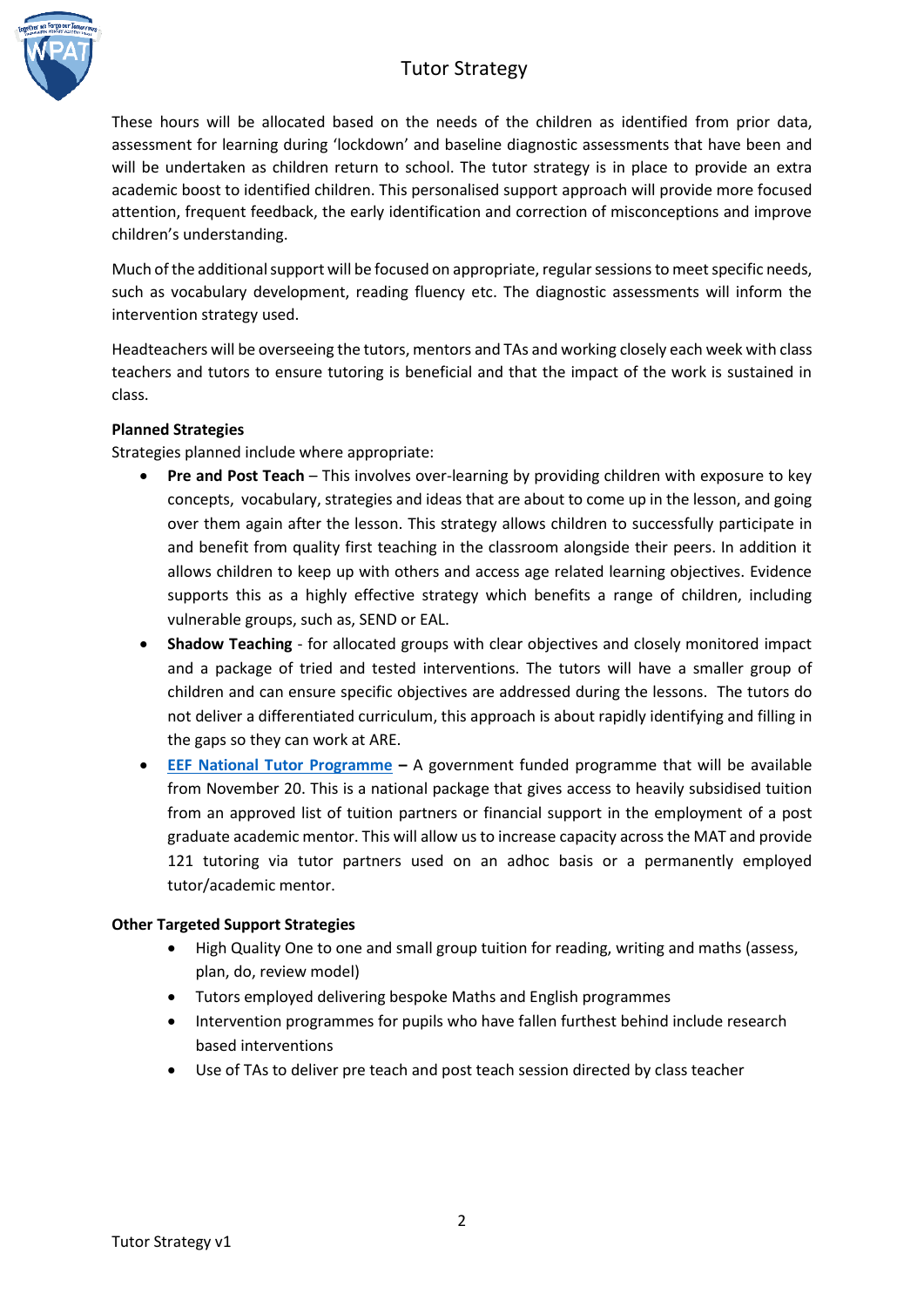These hours will be allocated based on the needs of the children as identified from prior data, assessment for learning during 'lockdown' and baseline diagnostic assessments that have been and will be undertaken as children return to school. The tutor strategy is in place to provide an extra academic boost to identified children. This personalised support approach will provide more focused attention, frequent feedback, the early identification and correction of misconceptions and improve children's understanding.

Much of the additional support will be focused on appropriate, regular sessions to meet specific needs, such as vocabulary development, reading fluency etc. The diagnostic assessments will inform the intervention strategy used.

Headteachers will be overseeing the tutors, mentors and TAs and working closely each week with class teachers and tutors to ensure tutoring is beneficial and that the impact of the work is sustained in class.

**Planned Strategies**

Strategies planned include where appropriate:

- **Pre and Post Teach** – This involves over-learning by providing children with exposure to key concepts, vocabulary, strategies and ideas that are about to come up in the lesson, and going over them again after the lesson. This strategy allows children to successfully participate in and benefit from quality first teaching in the classroom alongside their peers. In addition it allows children to keep up with others and access age related learning objectives. Evidence supports this as a highly effective strategy which benefits a range of children, including vulnerable groups, such as, SEND or EAL.
- **Shadow Teaching** - for allocated groups with clear objectives and closely monitored impact and a package of tried and tested interventions. The tutors will have a smaller group of children and can ensure specific objectives are addressed during the lessons. The tutors do not deliver a differentiated curriculum, this approach is about rapidly identifying and filling in the gaps so they can work at ARE.
- **EEF National Tutor Programme –** A government funded programme that will be available from November 20. This is a national package that gives access to heavily subsidised tuition from an approved list of tuition partners or financial support in the employment of a post graduate academic mentor. This will allow us to increase capacity across the MAT and provide 121 tutoring via tutor partners used on an adhoc basis or a permanently employed tutor/academic mentor.

**Other Targeted Support Strategies**

- High Quality One to one and small group tuition for reading, writing and maths (assess, plan, do, review model)
- Tutors employed delivering bespoke Maths and English programmes
- Intervention programmes for pupils who have fallen furthest behind include research based interventions
- Use of TAs to deliver pre teach and post teach session directed by class teacher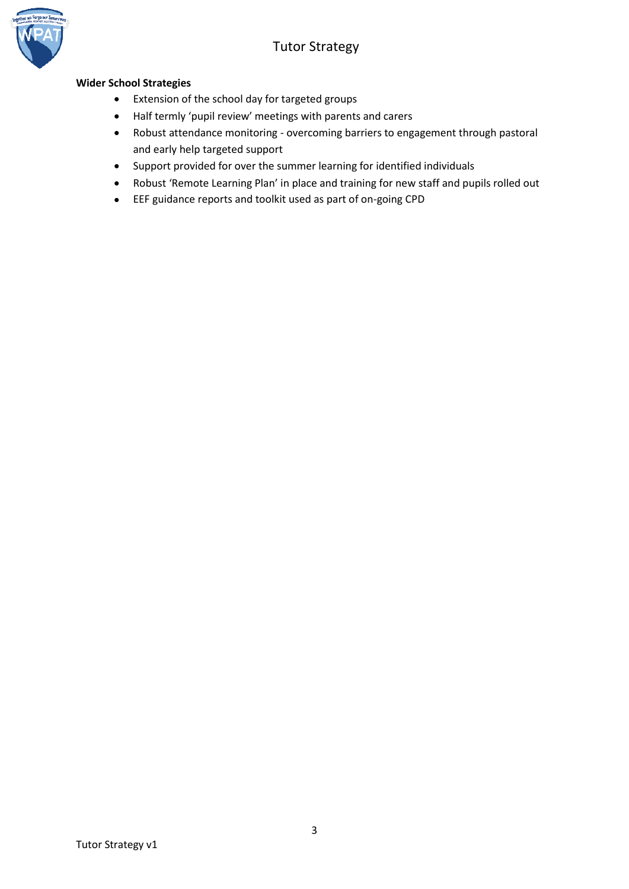**Wider School Strategies**

- Extension of the school day for targeted groups
- Half termly 'pupil review' meetings with parents and carers
- Robust attendance monitoring - overcoming barriers to engagement through pastoral and early help targeted support
- Support provided for over the summer learning for identified individuals
- Robust 'Remote Learning Plan' in place and training for new staff and pupils rolled out
- EEF guidance reports and toolkit used as part of on-going CPD